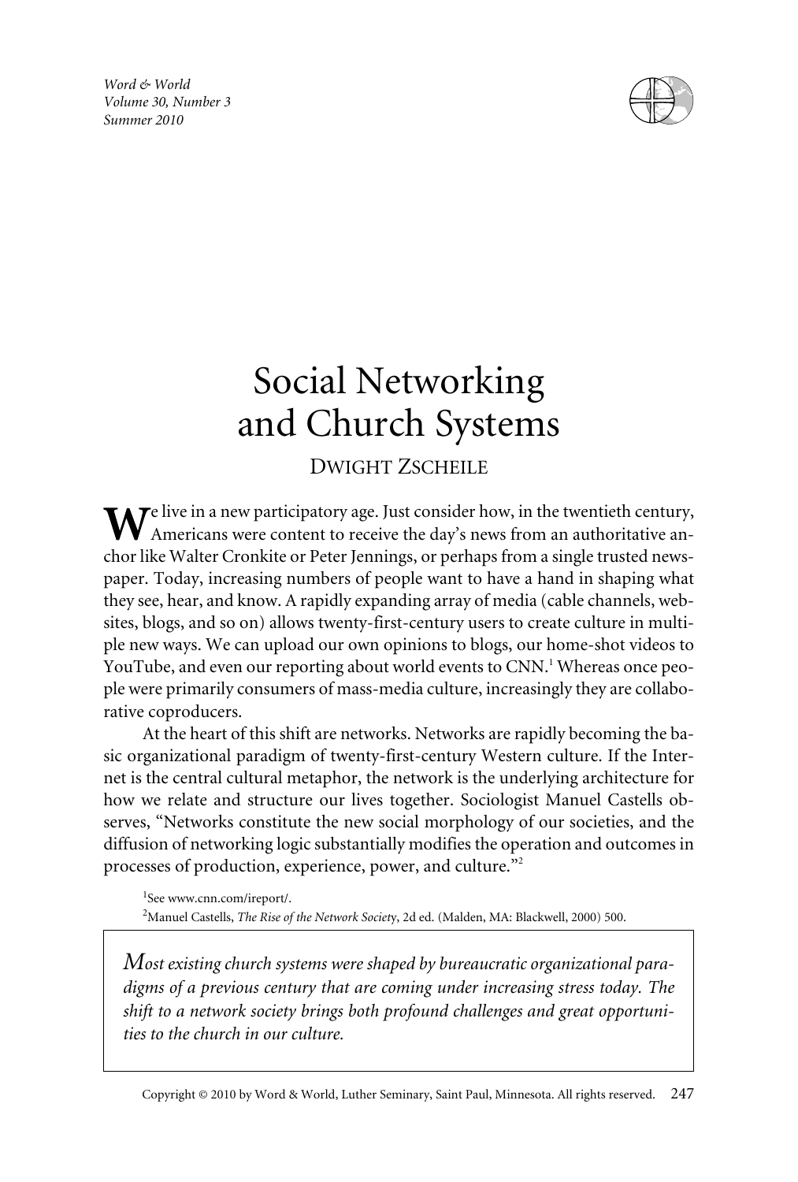# Social Networking and Church Systems

DWIGHT ZSCHEILE

We live in a new participatory age. Just consider how, in the twentieth century, Americans were content to receive the day's news from an authoritative anchor like Walter Cronkite or Peter Jennings, or perhaps from a single trusted newspaper. Today, increasing numbers of people want to have a hand in shaping what they see, hear, and know. A rapidly expanding array of media (cable channels, websites, blogs, and so on) allows twenty-first-century users to create culture in multiple new ways. We can upload our own opinions to blogs, our home-shot videos to YouTube, and even our reporting about world events to CNN.[1] Whereas once people were primarily consumers of mass-media culture, increasingly they are collaborative coproducers.

At the heart of this shift are networks. Networks are rapidly becoming the basic organizational paradigm of twenty-first-century Western culture. If the Internet is the central cultural metaphor, the network is the underlying architecture for how we relate and structure our lives together. Sociologist Manuel Castells observes, "Networks constitute the new social morphology of our societies, and the diffusion of networking logic substantially modifies the operation and outcomes in processes of production, experience, power, and culture."[2]

[1]See www.cnn.com/ireport/.

[2]Manuel Castells, *The Rise of the Network Society*, 2d ed. (Malden, MA: Blackwell, 2000) 500.

> *Most existing church systems were shaped by bureaucratic organizational paradigms of a previous century that are coming under increasing stress today. The shift to a network society brings both profound challenges and great opportunities to the church in our culture.*

Copyright © 2010 by Word & World, Luther Seminary, Saint Paul, Minnesota. All rights reserved.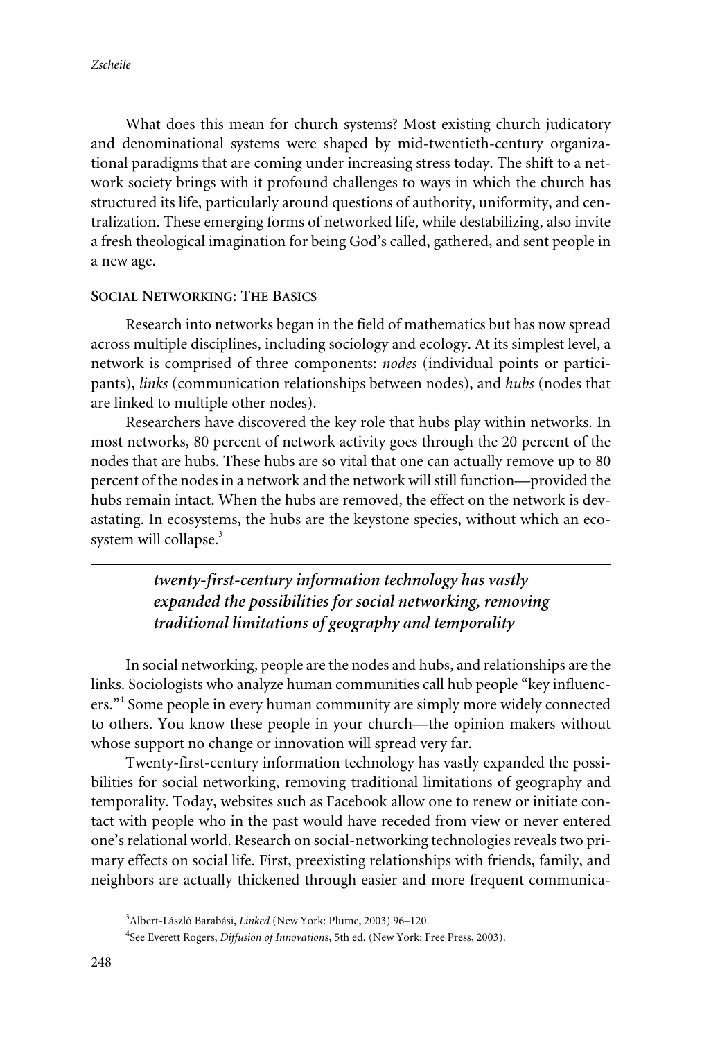What does this mean for church systems? Most existing church judicatory and denominational systems were shaped by mid-twentieth-century organizational paradigms that are coming under increasing stress today. The shift to a network society brings with it profound challenges to ways in which the church has structured its life, particularly around questions of authority, uniformity, and centralization. These emerging forms of networked life, while destabilizing, also invite a fresh theological imagination for being God's called, gathered, and sent people in a new age.

## Social Networking: The Basics

Research into networks began in the field of mathematics but has now spread across multiple disciplines, including sociology and ecology. At its simplest level, a network is comprised of three components: *nodes* (individual points or participants), *links* (communication relationships between nodes), and *hubs* (nodes that are linked to multiple other nodes).

Researchers have discovered the key role that hubs play within networks. In most networks, 80 percent of network activity goes through the 20 percent of the nodes that are hubs. These hubs are so vital that one can actually remove up to 80 percent of the nodes in a network and the network will still function—provided the hubs remain intact. When the hubs are removed, the effect on the network is devastating. In ecosystems, the hubs are the keystone species, without which an ecosystem will collapse.[3]

> ***twenty-first-century information technology has vastly expanded the possibilities for social networking, removing traditional limitations of geography and temporality***

In social networking, people are the nodes and hubs, and relationships are the links. Sociologists who analyze human communities call hub people "key influencers."[4] Some people in every human community are simply more widely connected to others. You know these people in your church—the opinion makers without whose support no change or innovation will spread very far.

Twenty-first-century information technology has vastly expanded the possibilities for social networking, removing traditional limitations of geography and temporality. Today, websites such as Facebook allow one to renew or initiate contact with people who in the past would have receded from view or never entered one's relational world. Research on social-networking technologies reveals two primary effects on social life. First, preexisting relationships with friends, family, and neighbors are actually thickened through easier and more frequent communica-

[3] Albert-László Barabási, *Linked* (New York: Plume, 2003) 96–120.

[4] See Everett Rogers, *Diffusion of Innovations*, 5th ed. (New York: Free Press, 2003).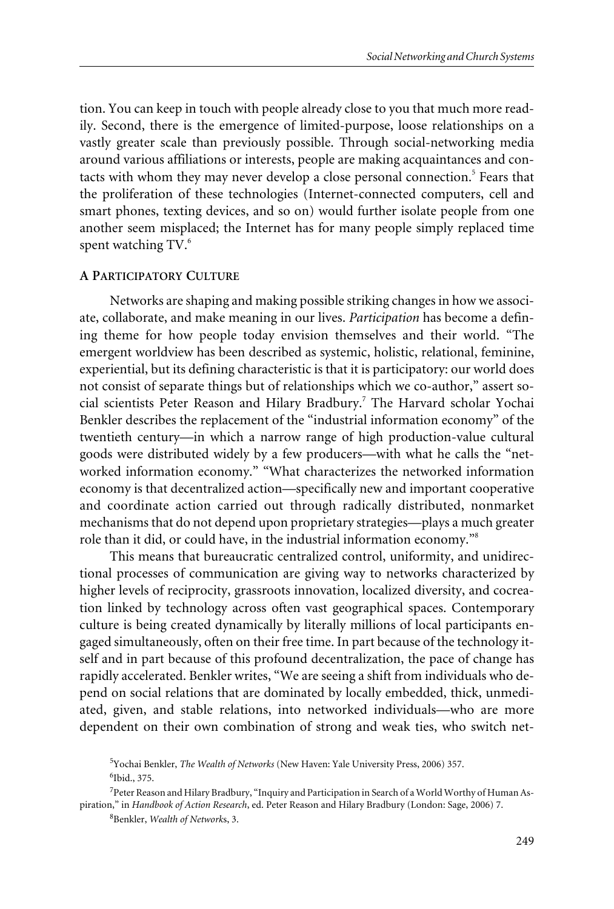tion. You can keep in touch with people already close to you that much more readily. Second, there is the emergence of limited-purpose, loose relationships on a vastly greater scale than previously possible. Through social-networking media around various affiliations or interests, people are making acquaintances and contacts with whom they may never develop a close personal connection.[5] Fears that the proliferation of these technologies (Internet-connected computers, cell and smart phones, texting devices, and so on) would further isolate people from one another seem misplaced; the Internet has for many people simply replaced time spent watching TV.[6]

## A Participatory Culture

Networks are shaping and making possible striking changes in how we associate, collaborate, and make meaning in our lives. *Participation* has become a defining theme for how people today envision themselves and their world. "The emergent worldview has been described as systemic, holistic, relational, feminine, experiential, but its defining characteristic is that it is participatory: our world does not consist of separate things but of relationships which we co-author," assert social scientists Peter Reason and Hilary Bradbury.[7] The Harvard scholar Yochai Benkler describes the replacement of the "industrial information economy" of the twentieth century—in which a narrow range of high production-value cultural goods were distributed widely by a few producers—with what he calls the "networked information economy." "What characterizes the networked information economy is that decentralized action—specifically new and important cooperative and coordinate action carried out through radically distributed, nonmarket mechanisms that do not depend upon proprietary strategies—plays a much greater role than it did, or could have, in the industrial information economy."[8]

This means that bureaucratic centralized control, uniformity, and unidirectional processes of communication are giving way to networks characterized by higher levels of reciprocity, grassroots innovation, localized diversity, and cocreation linked by technology across often vast geographical spaces. Contemporary culture is being created dynamically by literally millions of local participants engaged simultaneously, often on their free time. In part because of the technology itself and in part because of this profound decentralization, the pace of change has rapidly accelerated. Benkler writes, "We are seeing a shift from individuals who depend on social relations that are dominated by locally embedded, thick, unmediated, given, and stable relations, into networked individuals—who are more dependent on their own combination of strong and weak ties, who switch net-

[5] Yochai Benkler, *The Wealth of Networks* (New Haven: Yale University Press, 2006) 357.

[6] Ibid., 375.

[7] Peter Reason and Hilary Bradbury, "Inquiry and Participation in Search of a World Worthy of Human Aspiration," in *Handbook of Action Research*, ed. Peter Reason and Hilary Bradbury (London: Sage, 2006) 7.

[8] Benkler, *Wealth of Networks*, 3.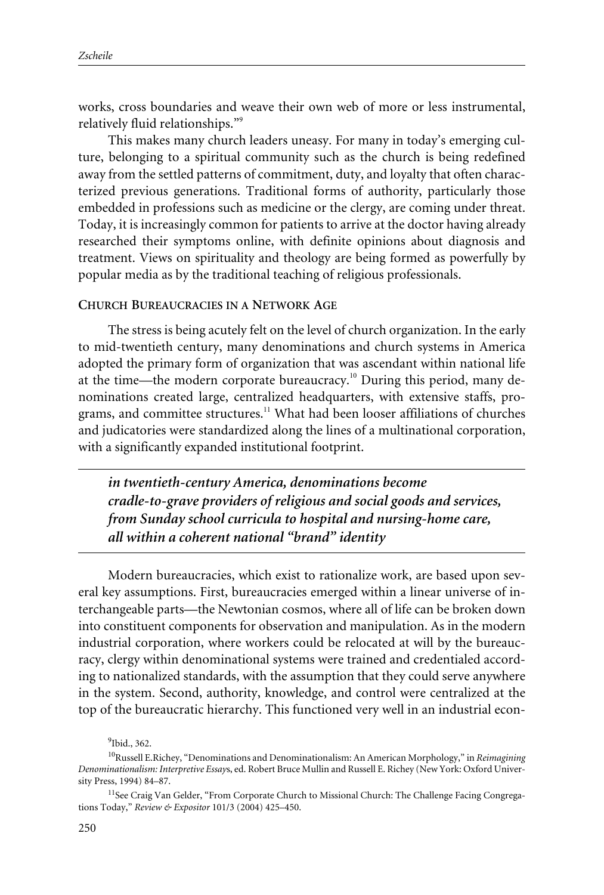works, cross boundaries and weave their own web of more or less instrumental, relatively fluid relationships."[9]

This makes many church leaders uneasy. For many in today's emerging culture, belonging to a spiritual community such as the church is being redefined away from the settled patterns of commitment, duty, and loyalty that often characterized previous generations. Traditional forms of authority, particularly those embedded in professions such as medicine or the clergy, are coming under threat. Today, it is increasingly common for patients to arrive at the doctor having already researched their symptoms online, with definite opinions about diagnosis and treatment. Views on spirituality and theology are being formed as powerfully by popular media as by the traditional teaching of religious professionals.

### Church Bureaucracies in a Network Age

The stress is being acutely felt on the level of church organization. In the early to mid-twentieth century, many denominations and church systems in America adopted the primary form of organization that was ascendant within national life at the time—the modern corporate bureaucracy.[10] During this period, many denominations created large, centralized headquarters, with extensive staffs, programs, and committee structures.[11] What had been looser affiliations of churches and judicatories were standardized along the lines of a multinational corporation, with a significantly expanded institutional footprint.

---

***in twentieth-century America, denominations become cradle-to-grave providers of religious and social goods and services, from Sunday school curricula to hospital and nursing-home care, all within a coherent national "brand" identity***

---

Modern bureaucracies, which exist to rationalize work, are based upon several key assumptions. First, bureaucracies emerged within a linear universe of interchangeable parts—the Newtonian cosmos, where all of life can be broken down into constituent components for observation and manipulation. As in the modern industrial corporation, where workers could be relocated at will by the bureaucracy, clergy within denominational systems were trained and credentialed according to nationalized standards, with the assumption that they could serve anywhere in the system. Second, authority, knowledge, and control were centralized at the top of the bureaucratic hierarchy. This functioned very well in an industrial econ-

[9] Ibid., 362.

[10] Russell E.Richey, "Denominations and Denominationalism: An American Morphology," in *Reimagining Denominationalism: Interpretive Essays*, ed. Robert Bruce Mullin and Russell E. Richey (New York: Oxford University Press, 1994) 84–87.

[11] See Craig Van Gelder, "From Corporate Church to Missional Church: The Challenge Facing Congregations Today," *Review & Expositor* 101/3 (2004) 425–450.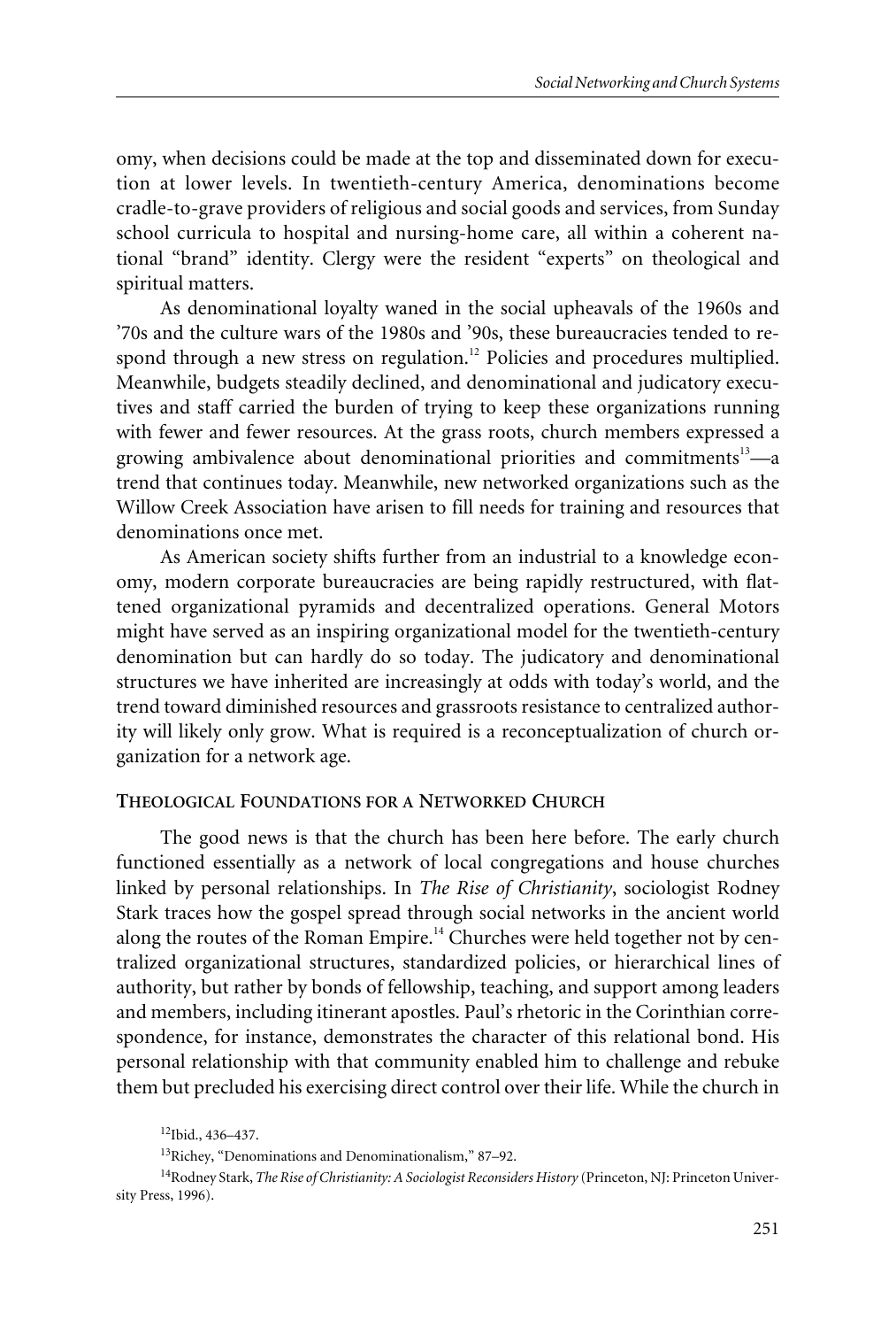omy, when decisions could be made at the top and disseminated down for execution at lower levels. In twentieth-century America, denominations become cradle-to-grave providers of religious and social goods and services, from Sunday school curricula to hospital and nursing-home care, all within a coherent national "brand" identity. Clergy were the resident "experts" on theological and spiritual matters.

As denominational loyalty waned in the social upheavals of the 1960s and '70s and the culture wars of the 1980s and '90s, these bureaucracies tended to respond through a new stress on regulation.[12] Policies and procedures multiplied. Meanwhile, budgets steadily declined, and denominational and judicatory executives and staff carried the burden of trying to keep these organizations running with fewer and fewer resources. At the grass roots, church members expressed a growing ambivalence about denominational priorities and commitments[13]—a trend that continues today. Meanwhile, new networked organizations such as the Willow Creek Association have arisen to fill needs for training and resources that denominations once met.

As American society shifts further from an industrial to a knowledge economy, modern corporate bureaucracies are being rapidly restructured, with flattened organizational pyramids and decentralized operations. General Motors might have served as an inspiring organizational model for the twentieth-century denomination but can hardly do so today. The judicatory and denominational structures we have inherited are increasingly at odds with today's world, and the trend toward diminished resources and grassroots resistance to centralized authority will likely only grow. What is required is a reconceptualization of church organization for a network age.

## Theological Foundations for a Networked Church

The good news is that the church has been here before. The early church functioned essentially as a network of local congregations and house churches linked by personal relationships. In *The Rise of Christianity*, sociologist Rodney Stark traces how the gospel spread through social networks in the ancient world along the routes of the Roman Empire.[14] Churches were held together not by centralized organizational structures, standardized policies, or hierarchical lines of authority, but rather by bonds of fellowship, teaching, and support among leaders and members, including itinerant apostles. Paul's rhetoric in the Corinthian correspondence, for instance, demonstrates the character of this relational bond. His personal relationship with that community enabled him to challenge and rebuke them but precluded his exercising direct control over their life. While the church in

[12] Ibid., 436–437.

[13] Richey, "Denominations and Denominationalism," 87–92.

[14] Rodney Stark, *The Rise of Christianity: A Sociologist Reconsiders History* (Princeton, NJ: Princeton University Press, 1996).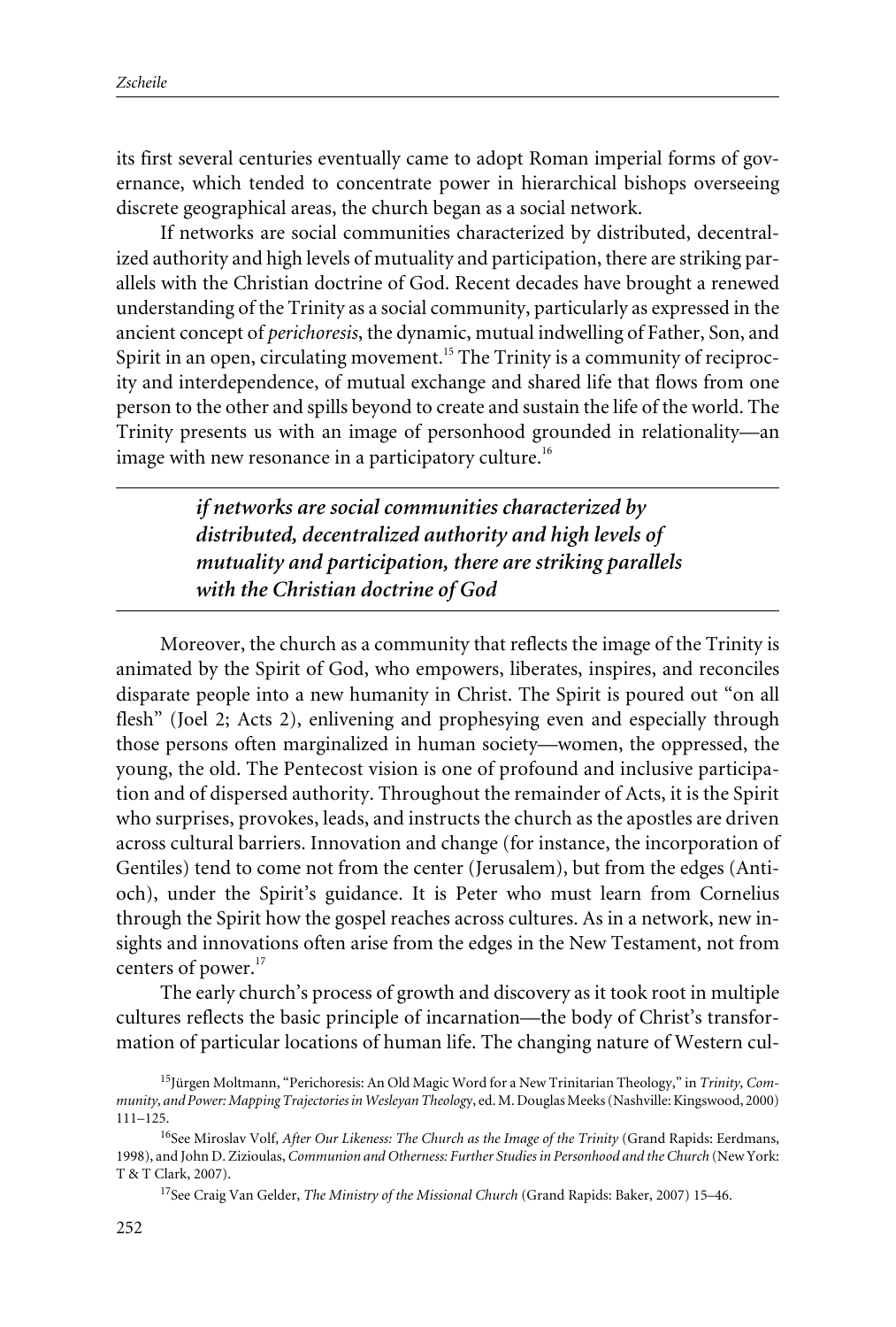its first several centuries eventually came to adopt Roman imperial forms of governance, which tended to concentrate power in hierarchical bishops overseeing discrete geographical areas, the church began as a social network.

If networks are social communities characterized by distributed, decentralized authority and high levels of mutuality and participation, there are striking parallels with the Christian doctrine of God. Recent decades have brought a renewed understanding of the Trinity as a social community, particularly as expressed in the ancient concept of *perichoresis*, the dynamic, mutual indwelling of Father, Son, and Spirit in an open, circulating movement.[15] The Trinity is a community of reciprocity and interdependence, of mutual exchange and shared life that flows from one person to the other and spills beyond to create and sustain the life of the world. The Trinity presents us with an image of personhood grounded in relationality—an image with new resonance in a participatory culture.[16]

> ***if networks are social communities characterized by distributed, decentralized authority and high levels of mutuality and participation, there are striking parallels with the Christian doctrine of God***

Moreover, the church as a community that reflects the image of the Trinity is animated by the Spirit of God, who empowers, liberates, inspires, and reconciles disparate people into a new humanity in Christ. The Spirit is poured out "on all flesh" (Joel 2; Acts 2), enlivening and prophesying even and especially through those persons often marginalized in human society—women, the oppressed, the young, the old. The Pentecost vision is one of profound and inclusive participation and of dispersed authority. Throughout the remainder of Acts, it is the Spirit who surprises, provokes, leads, and instructs the church as the apostles are driven across cultural barriers. Innovation and change (for instance, the incorporation of Gentiles) tend to come not from the center (Jerusalem), but from the edges (Antioch), under the Spirit's guidance. It is Peter who must learn from Cornelius through the Spirit how the gospel reaches across cultures. As in a network, new insights and innovations often arise from the edges in the New Testament, not from centers of power.[17]

The early church's process of growth and discovery as it took root in multiple cultures reflects the basic principle of incarnation—the body of Christ's transformation of particular locations of human life. The changing nature of Western cul-

[15] Jürgen Moltmann, "Perichoresis: An Old Magic Word for a New Trinitarian Theology," in *Trinity, Community, and Power: Mapping Trajectories in Wesleyan Theology*, ed. M. Douglas Meeks (Nashville: Kingswood, 2000) 111–125.

[16] See Miroslav Volf, *After Our Likeness: The Church as the Image of the Trinity* (Grand Rapids: Eerdmans, 1998), and John D. Zizioulas, *Communion and Otherness: Further Studies in Personhood and the Church* (New York: T & T Clark, 2007).

[17] See Craig Van Gelder, *The Ministry of the Missional Church* (Grand Rapids: Baker, 2007) 15–46.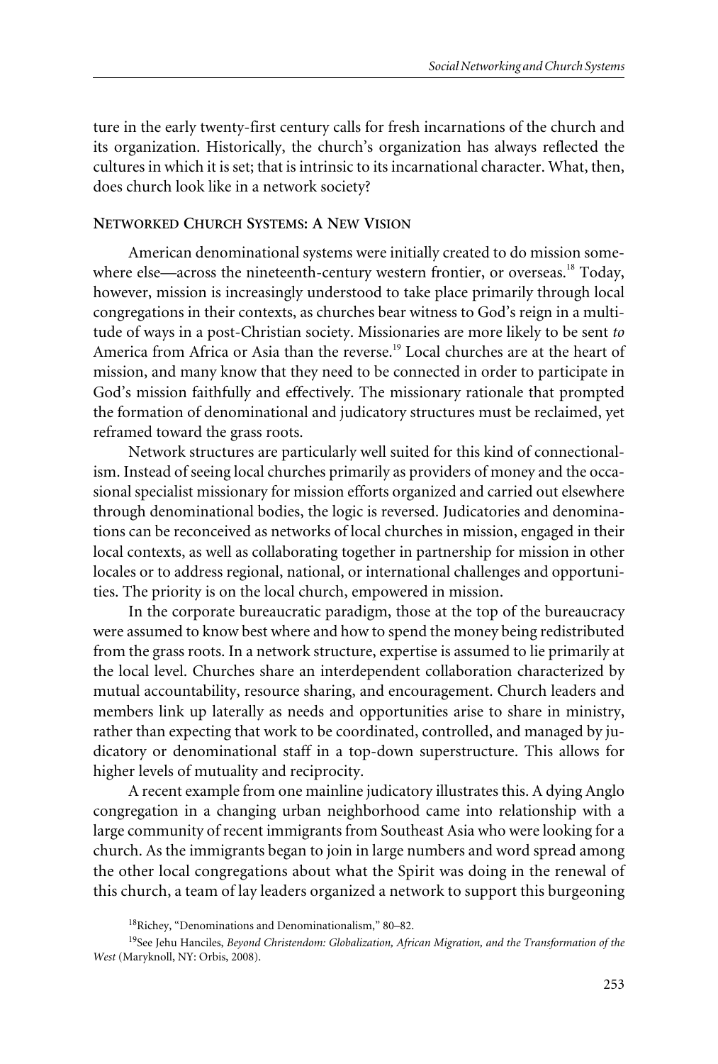ture in the early twenty-first century calls for fresh incarnations of the church and its organization. Historically, the church's organization has always reflected the cultures in which it is set; that is intrinsic to its incarnational character. What, then, does church look like in a network society?

## Networked Church Systems: A New Vision

American denominational systems were initially created to do mission somewhere else—across the nineteenth-century western frontier, or overseas.[18] Today, however, mission is increasingly understood to take place primarily through local congregations in their contexts, as churches bear witness to God's reign in a multitude of ways in a post-Christian society. Missionaries are more likely to be sent *to* America from Africa or Asia than the reverse.[19] Local churches are at the heart of mission, and many know that they need to be connected in order to participate in God's mission faithfully and effectively. The missionary rationale that prompted the formation of denominational and judicatory structures must be reclaimed, yet reframed toward the grass roots.

Network structures are particularly well suited for this kind of connectionalism. Instead of seeing local churches primarily as providers of money and the occasional specialist missionary for mission efforts organized and carried out elsewhere through denominational bodies, the logic is reversed. Judicatories and denominations can be reconceived as networks of local churches in mission, engaged in their local contexts, as well as collaborating together in partnership for mission in other locales or to address regional, national, or international challenges and opportunities. The priority is on the local church, empowered in mission.

In the corporate bureaucratic paradigm, those at the top of the bureaucracy were assumed to know best where and how to spend the money being redistributed from the grass roots. In a network structure, expertise is assumed to lie primarily at the local level. Churches share an interdependent collaboration characterized by mutual accountability, resource sharing, and encouragement. Church leaders and members link up laterally as needs and opportunities arise to share in ministry, rather than expecting that work to be coordinated, controlled, and managed by judicatory or denominational staff in a top-down superstructure. This allows for higher levels of mutuality and reciprocity.

A recent example from one mainline judicatory illustrates this. A dying Anglo congregation in a changing urban neighborhood came into relationship with a large community of recent immigrants from Southeast Asia who were looking for a church. As the immigrants began to join in large numbers and word spread among the other local congregations about what the Spirit was doing in the renewal of this church, a team of lay leaders organized a network to support this burgeoning

[18] Richey, "Denominations and Denominationalism," 80–82.

[19] See Jehu Hanciles, *Beyond Christendom: Globalization, African Migration, and the Transformation of the West* (Maryknoll, NY: Orbis, 2008).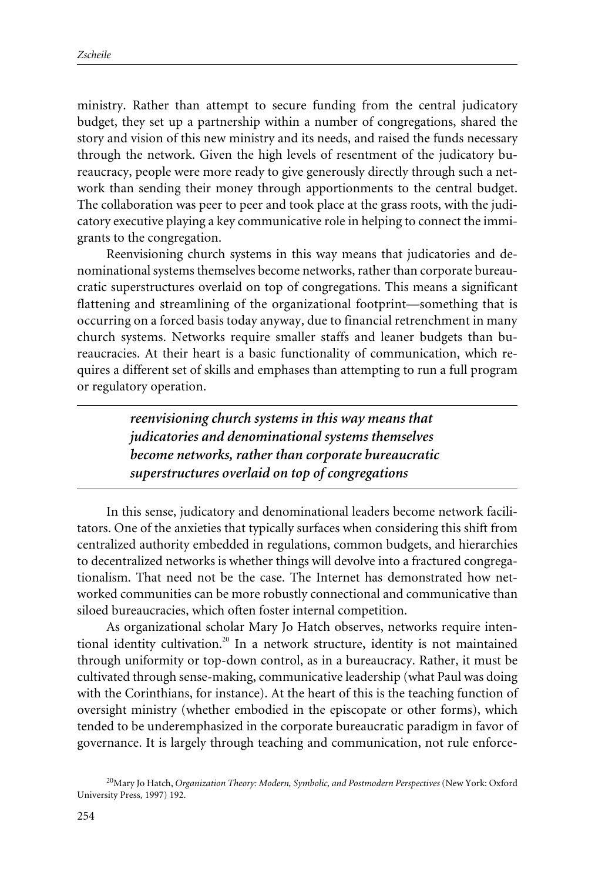ministry. Rather than attempt to secure funding from the central judicatory budget, they set up a partnership within a number of congregations, shared the story and vision of this new ministry and its needs, and raised the funds necessary through the network. Given the high levels of resentment of the judicatory bureaucracy, people were more ready to give generously directly through such a network than sending their money through apportionments to the central budget. The collaboration was peer to peer and took place at the grass roots, with the judicatory executive playing a key communicative role in helping to connect the immigrants to the congregation.

Reenvisioning church systems in this way means that judicatories and denominational systems themselves become networks, rather than corporate bureaucratic superstructures overlaid on top of congregations. This means a significant flattening and streamlining of the organizational footprint—something that is occurring on a forced basis today anyway, due to financial retrenchment in many church systems. Networks require smaller staffs and leaner budgets than bureaucracies. At their heart is a basic functionality of communication, which requires a different set of skills and emphases than attempting to run a full program or regulatory operation.

> ***reenvisioning church systems in this way means that judicatories and denominational systems themselves become networks, rather than corporate bureaucratic superstructures overlaid on top of congregations***

In this sense, judicatory and denominational leaders become network facilitators. One of the anxieties that typically surfaces when considering this shift from centralized authority embedded in regulations, common budgets, and hierarchies to decentralized networks is whether things will devolve into a fractured congregationalism. That need not be the case. The Internet has demonstrated how networked communities can be more robustly connectional and communicative than siloed bureaucracies, which often foster internal competition.

As organizational scholar Mary Jo Hatch observes, networks require intentional identity cultivation.[20] In a network structure, identity is not maintained through uniformity or top-down control, as in a bureaucracy. Rather, it must be cultivated through sense-making, communicative leadership (what Paul was doing with the Corinthians, for instance). At the heart of this is the teaching function of oversight ministry (whether embodied in the episcopate or other forms), which tended to be underemphasized in the corporate bureaucratic paradigm in favor of governance. It is largely through teaching and communication, not rule enforce-

[20] Mary Jo Hatch, *Organization Theory: Modern, Symbolic, and Postmodern Perspectives* (New York: Oxford University Press, 1997) 192.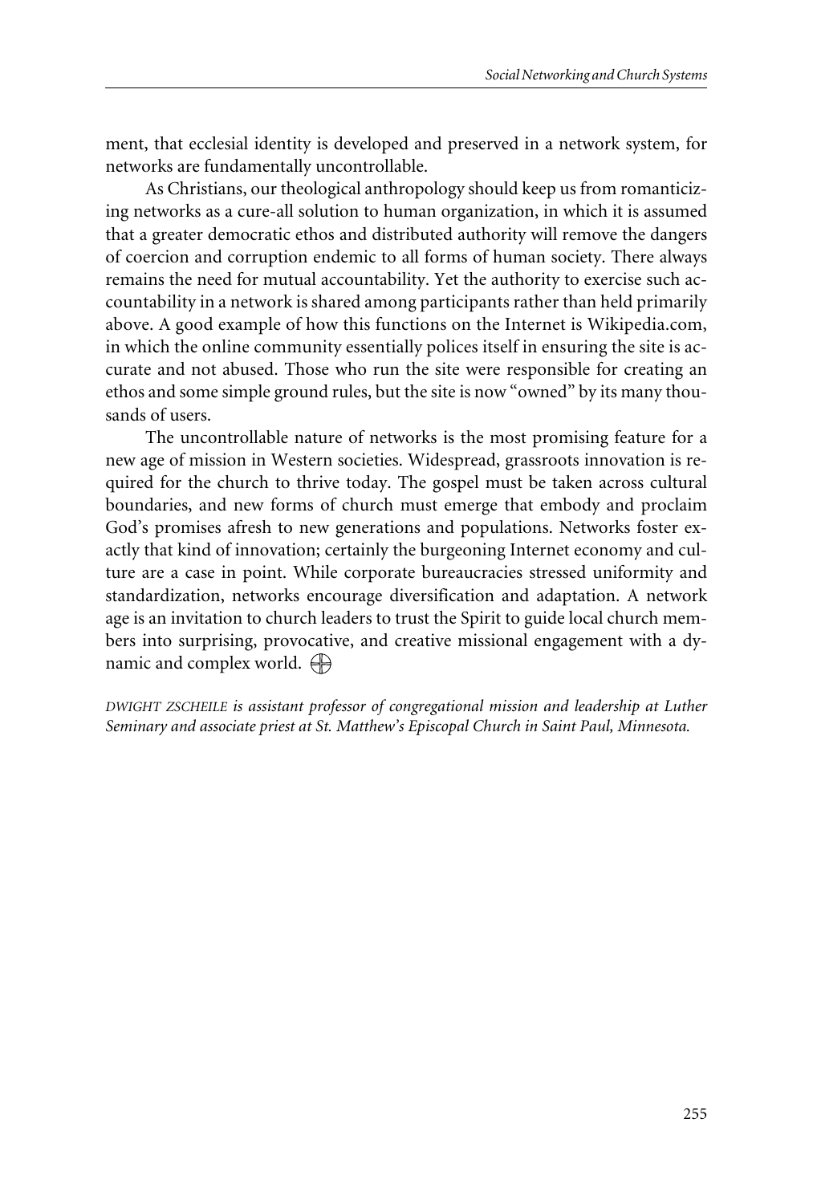ment, that ecclesial identity is developed and preserved in a network system, for networks are fundamentally uncontrollable.

As Christians, our theological anthropology should keep us from romanticizing networks as a cure-all solution to human organization, in which it is assumed that a greater democratic ethos and distributed authority will remove the dangers of coercion and corruption endemic to all forms of human society. There always remains the need for mutual accountability. Yet the authority to exercise such accountability in a network is shared among participants rather than held primarily above. A good example of how this functions on the Internet is Wikipedia.com, in which the online community essentially polices itself in ensuring the site is accurate and not abused. Those who run the site were responsible for creating an ethos and some simple ground rules, but the site is now "owned" by its many thousands of users.

The uncontrollable nature of networks is the most promising feature for a new age of mission in Western societies. Widespread, grassroots innovation is required for the church to thrive today. The gospel must be taken across cultural boundaries, and new forms of church must emerge that embody and proclaim God's promises afresh to new generations and populations. Networks foster exactly that kind of innovation; certainly the burgeoning Internet economy and culture are a case in point. While corporate bureaucracies stressed uniformity and standardization, networks encourage diversification and adaptation. A network age is an invitation to church leaders to trust the Spirit to guide local church members into surprising, provocative, and creative missional engagement with a dynamic and complex world. ⊕

*DWIGHT ZSCHEILE is assistant professor of congregational mission and leadership at Luther Seminary and associate priest at St. Matthew's Episcopal Church in Saint Paul, Minnesota.*